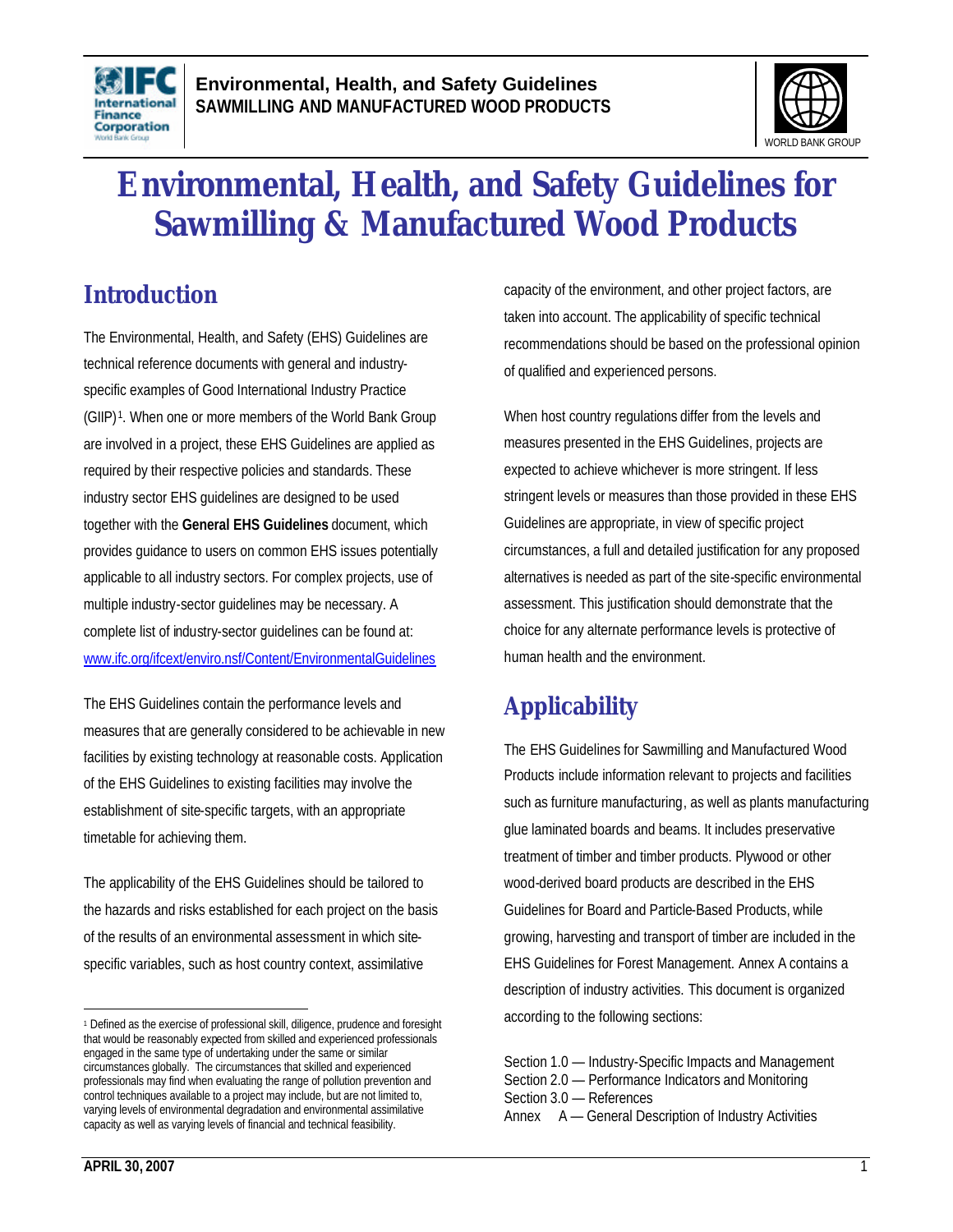# Environmental, Health, and Safety Guidelines for Sawmilling & Manufactured Wood Products

## Introduction

The Environmental, Health, and Safety (EHS) Guidelines are technical reference documents with general and industry-specific examples of Good International Industry Practice (GIIP)[1]. When one or more members of the World Bank Group are involved in a project, these EHS Guidelines are applied as required by their respective policies and standards. These industry sector EHS guidelines are designed to be used together with the **General EHS Guidelines** document, which provides guidance to users on common EHS issues potentially applicable to all industry sectors. For complex projects, use of multiple industry-sector guidelines may be necessary. A complete list of industry-sector guidelines can be found at: www.ifc.org/ifcext/enviro.nsf/Content/EnvironmentalGuidelines

The EHS Guidelines contain the performance levels and measures that are generally considered to be achievable in new facilities by existing technology at reasonable costs. Application of the EHS Guidelines to existing facilities may involve the establishment of site-specific targets, with an appropriate timetable for achieving them.

The applicability of the EHS Guidelines should be tailored to the hazards and risks established for each project on the basis of the results of an environmental assessment in which site-specific variables, such as host country context, assimilative capacity of the environment, and other project factors, are taken into account. The applicability of specific technical recommendations should be based on the professional opinion of qualified and experienced persons.

When host country regulations differ from the levels and measures presented in the EHS Guidelines, projects are expected to achieve whichever is more stringent. If less stringent levels or measures than those provided in these EHS Guidelines are appropriate, in view of specific project circumstances, a full and detailed justification for any proposed alternatives is needed as part of the site-specific environmental assessment. This justification should demonstrate that the choice for any alternate performance levels is protective of human health and the environment.

## Applicability

The EHS Guidelines for Sawmilling and Manufactured Wood Products include information relevant to projects and facilities such as furniture manufacturing, as well as plants manufacturing glue laminated boards and beams. It includes preservative treatment of timber and timber products. Plywood or other wood-derived board products are described in the EHS Guidelines for Board and Particle-Based Products, while growing, harvesting and transport of timber are included in the EHS Guidelines for Forest Management. Annex A contains a description of industry activities. This document is organized according to the following sections:

Section 1.0 — Industry-Specific Impacts and Management
Section 2.0 — Performance Indicators and Monitoring
Section 3.0 — References
Annex A — General Description of Industry Activities

[1] Defined as the exercise of professional skill, diligence, prudence and foresight that would be reasonably expected from skilled and experienced professionals engaged in the same type of undertaking under the same or similar circumstances globally. The circumstances that skilled and experienced professionals may find when evaluating the range of pollution prevention and control techniques available to a project may include, but are not limited to, varying levels of environmental degradation and environmental assimilative capacity as well as varying levels of financial and technical feasibility.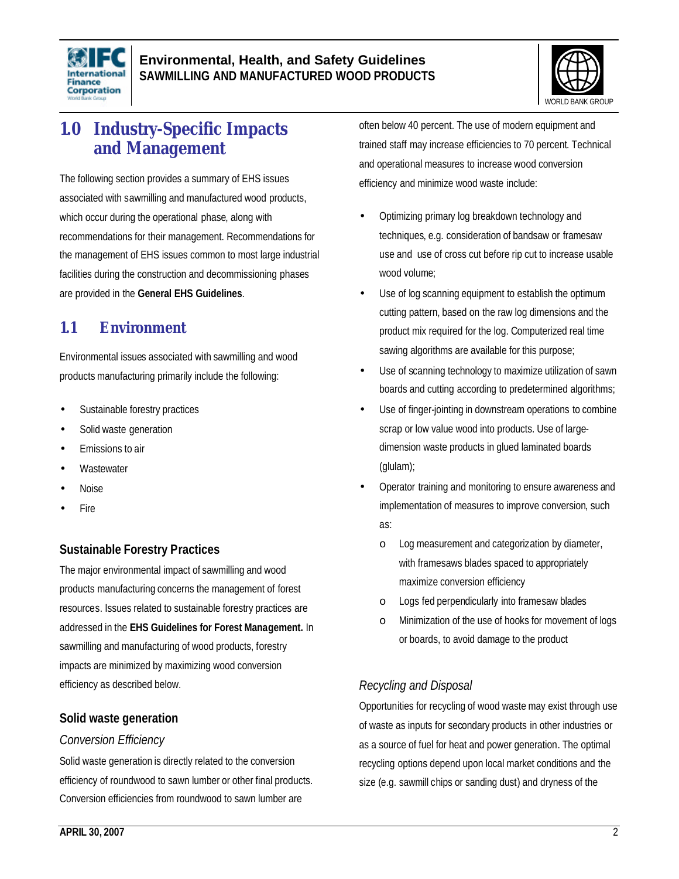# 1.0 Industry-Specific Impacts and Management

The following section provides a summary of EHS issues associated with sawmilling and manufactured wood products, which occur during the operational phase, along with recommendations for their management. Recommendations for the management of EHS issues common to most large industrial facilities during the construction and decommissioning phases are provided in the **General EHS Guidelines**.

## 1.1 Environment

Environmental issues associated with sawmilling and wood products manufacturing primarily include the following:

- Sustainable forestry practices
- Solid waste generation
- Emissions to air
- Wastewater
- Noise
- Fire

### Sustainable Forestry Practices

The major environmental impact of sawmilling and wood products manufacturing concerns the management of forest resources. Issues related to sustainable forestry practices are addressed in the **EHS Guidelines for Forest Management.** In sawmilling and manufacturing of wood products, forestry impacts are minimized by maximizing wood conversion efficiency as described below.

### Solid waste generation

*Conversion Efficiency*

Solid waste generation is directly related to the conversion efficiency of roundwood to sawn lumber or other final products. Conversion efficiencies from roundwood to sawn lumber are often below 40 percent. The use of modern equipment and trained staff may increase efficiencies to 70 percent. Technical and operational measures to increase wood conversion efficiency and minimize wood waste include:

- Optimizing primary log breakdown technology and techniques, e.g. consideration of bandsaw or framesaw use and use of cross cut before rip cut to increase usable wood volume;
- Use of log scanning equipment to establish the optimum cutting pattern, based on the raw log dimensions and the product mix required for the log. Computerized real time sawing algorithms are available for this purpose;
- Use of scanning technology to maximize utilization of sawn boards and cutting according to predetermined algorithms;
- Use of finger-jointing in downstream operations to combine scrap or low value wood into products. Use of large-dimension waste products in glued laminated boards (glulam);
- Operator training and monitoring to ensure awareness and implementation of measures to improve conversion, such as:
  - Log measurement and categorization by diameter, with framesaws blades spaced to appropriately maximize conversion efficiency
  - Logs fed perpendicularly into framesaw blades
  - Minimization of the use of hooks for movement of logs or boards, to avoid damage to the product

*Recycling and Disposal*

Opportunities for recycling of wood waste may exist through use of waste as inputs for secondary products in other industries or as a source of fuel for heat and power generation. The optimal recycling options depend upon local market conditions and the size (e.g. sawmill chips or sanding dust) and dryness of the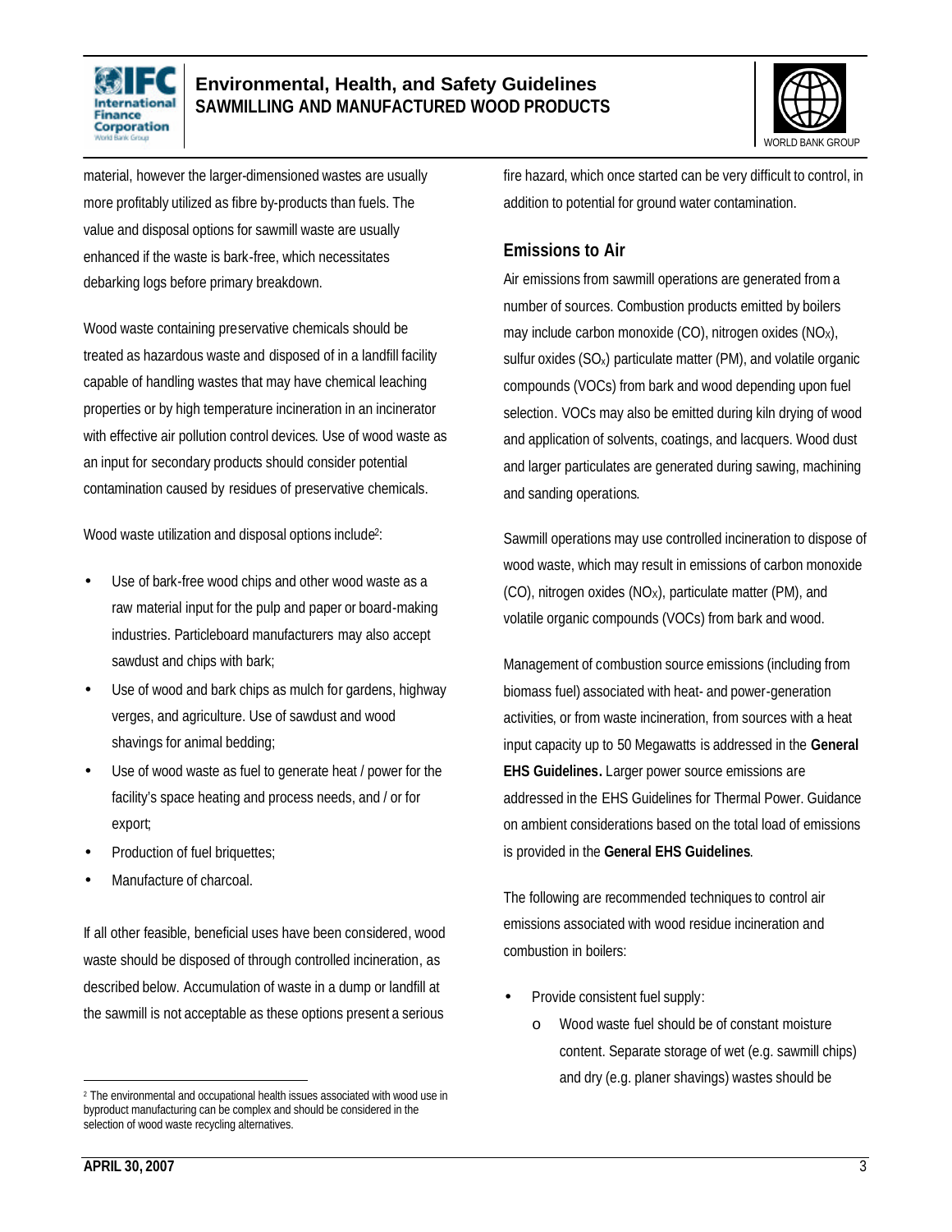material, however the larger-dimensioned wastes are usually more profitably utilized as fibre by-products than fuels. The value and disposal options for sawmill waste are usually enhanced if the waste is bark-free, which necessitates debarking logs before primary breakdown.

Wood waste containing preservative chemicals should be treated as hazardous waste and disposed of in a landfill facility capable of handling wastes that may have chemical leaching properties or by high temperature incineration in an incinerator with effective air pollution control devices. Use of wood waste as an input for secondary products should consider potential contamination caused by residues of preservative chemicals.

Wood waste utilization and disposal options include[2]:

- Use of bark-free wood chips and other wood waste as a raw material input for the pulp and paper or board-making industries. Particleboard manufacturers may also accept sawdust and chips with bark;
- Use of wood and bark chips as mulch for gardens, highway verges, and agriculture. Use of sawdust and wood shavings for animal bedding;
- Use of wood waste as fuel to generate heat / power for the facility's space heating and process needs, and / or for export;
- Production of fuel briquettes;
- Manufacture of charcoal.

If all other feasible, beneficial uses have been considered, wood waste should be disposed of through controlled incineration, as described below. Accumulation of waste in a dump or landfill at the sawmill is not acceptable as these options present a serious fire hazard, which once started can be very difficult to control, in addition to potential for ground water contamination.

## Emissions to Air

Air emissions from sawmill operations are generated from a number of sources. Combustion products emitted by boilers may include carbon monoxide (CO), nitrogen oxides ($NO_X$), sulfur oxides ($SO_x$) particulate matter (PM), and volatile organic compounds (VOCs) from bark and wood depending upon fuel selection. VOCs may also be emitted during kiln drying of wood and application of solvents, coatings, and lacquers. Wood dust and larger particulates are generated during sawing, machining and sanding operations.

Sawmill operations may use controlled incineration to dispose of wood waste, which may result in emissions of carbon monoxide (CO), nitrogen oxides ($NO_X$), particulate matter (PM), and volatile organic compounds (VOCs) from bark and wood.

Management of combustion source emissions (including from biomass fuel) associated with heat- and power-generation activities, or from waste incineration, from sources with a heat input capacity up to 50 Megawatts is addressed in the **General EHS Guidelines.** Larger power source emissions are addressed in the EHS Guidelines for Thermal Power. Guidance on ambient considerations based on the total load of emissions is provided in the **General EHS Guidelines**.

The following are recommended techniques to control air emissions associated with wood residue incineration and combustion in boilers:

- Provide consistent fuel supply:
    - Wood waste fuel should be of constant moisture content. Separate storage of wet (e.g. sawmill chips) and dry (e.g. planer shavings) wastes should be

[2] The environmental and occupational health issues associated with wood use in byproduct manufacturing can be complex and should be considered in the selection of wood waste recycling alternatives.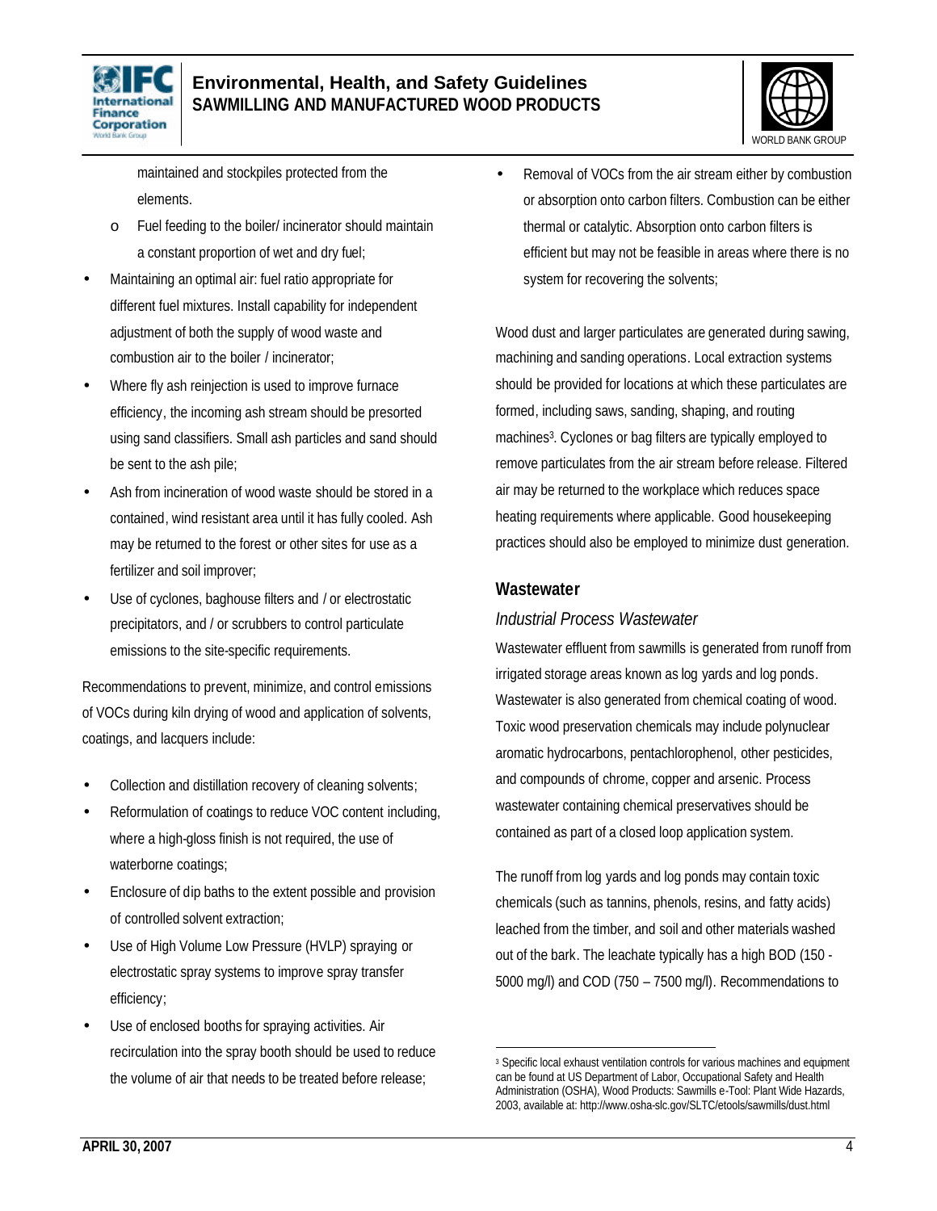maintained and stockpiles protected from the elements.

  - Fuel feeding to the boiler/ incinerator should maintain a constant proportion of wet and dry fuel;

- Maintaining an optimal air: fuel ratio appropriate for different fuel mixtures. Install capability for independent adjustment of both the supply of wood waste and combustion air to the boiler / incinerator;
- Where fly ash reinjection is used to improve furnace efficiency, the incoming ash stream should be presorted using sand classifiers. Small ash particles and sand should be sent to the ash pile;
- Ash from incineration of wood waste should be stored in a contained, wind resistant area until it has fully cooled. Ash may be returned to the forest or other sites for use as a fertilizer and soil improver;
- Use of cyclones, baghouse filters and / or electrostatic precipitators, and / or scrubbers to control particulate emissions to the site-specific requirements.

Recommendations to prevent, minimize, and control emissions of VOCs during kiln drying of wood and application of solvents, coatings, and lacquers include:

- Collection and distillation recovery of cleaning solvents;
- Reformulation of coatings to reduce VOC content including, where a high-gloss finish is not required, the use of waterborne coatings;
- Enclosure of dip baths to the extent possible and provision of controlled solvent extraction;
- Use of High Volume Low Pressure (HVLP) spraying or electrostatic spray systems to improve spray transfer efficiency;
- Use of enclosed booths for spraying activities. Air recirculation into the spray booth should be used to reduce the volume of air that needs to be treated before release;
- Removal of VOCs from the air stream either by combustion or absorption onto carbon filters. Combustion can be either thermal or catalytic. Absorption onto carbon filters is efficient but may not be feasible in areas where there is no system for recovering the solvents;

Wood dust and larger particulates are generated during sawing, machining and sanding operations. Local extraction systems should be provided for locations at which these particulates are formed, including saws, sanding, shaping, and routing machines[3]. Cyclones or bag filters are typically employed to remove particulates from the air stream before release. Filtered air may be returned to the workplace which reduces space heating requirements where applicable. Good housekeeping practices should also be employed to minimize dust generation.

## Wastewater

### *Industrial Process Wastewater*

Wastewater effluent from sawmills is generated from runoff from irrigated storage areas known as log yards and log ponds. Wastewater is also generated from chemical coating of wood. Toxic wood preservation chemicals may include polynuclear aromatic hydrocarbons, pentachlorophenol, other pesticides, and compounds of chrome, copper and arsenic. Process wastewater containing chemical preservatives should be contained as part of a closed loop application system.

The runoff from log yards and log ponds may contain toxic chemicals (such as tannins, phenols, resins, and fatty acids) leached from the timber, and soil and other materials washed out of the bark. The leachate typically has a high BOD (150 - 5000 mg/l) and COD (750 – 7500 mg/l). Recommendations to

[3] Specific local exhaust ventilation controls for various machines and equipment can be found at US Department of Labor, Occupational Safety and Health Administration (OSHA), Wood Products: Sawmills e-Tool: Plant Wide Hazards, 2003, available at: http://www.osha-slc.gov/SLTC/etools/sawmills/dust.html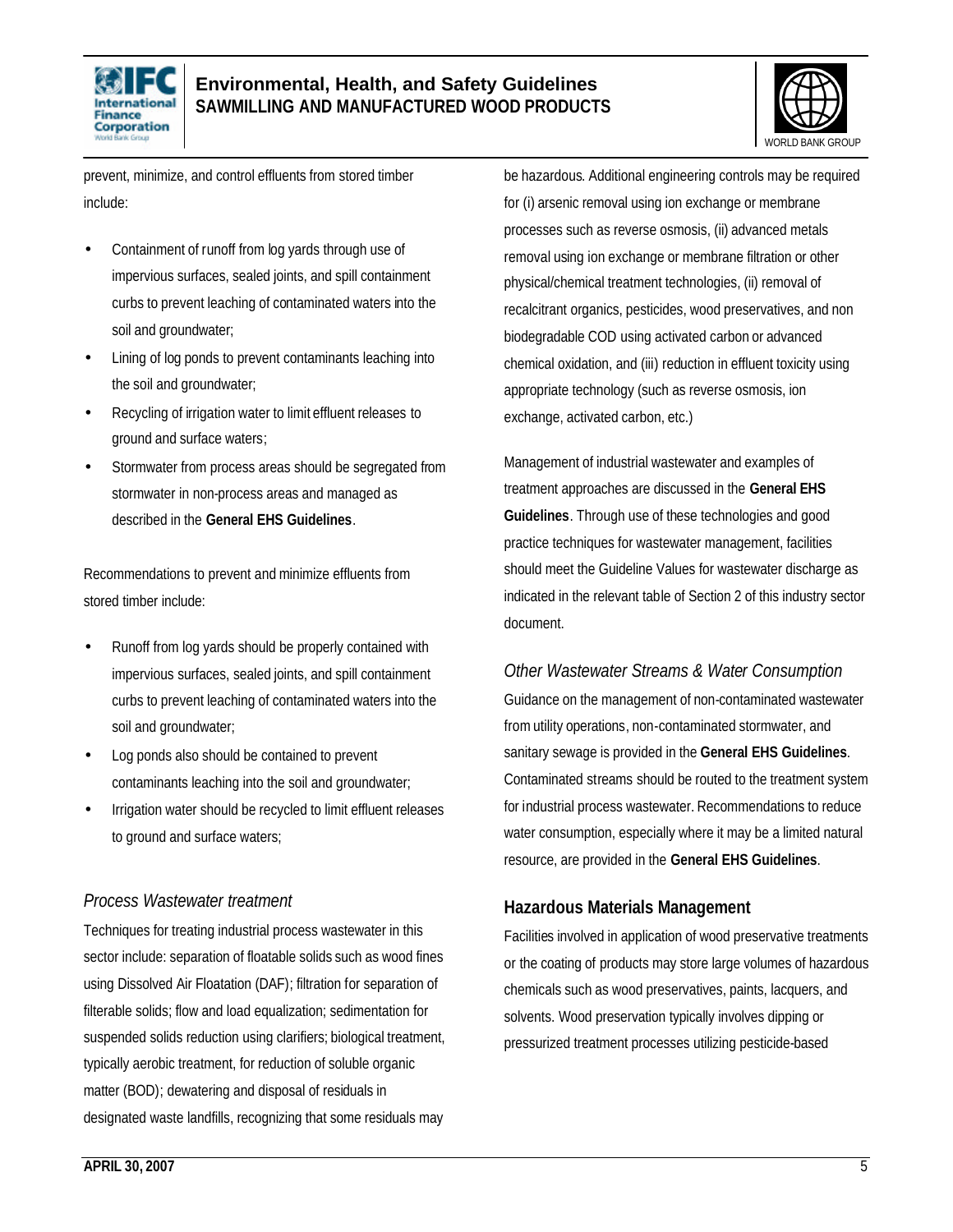prevent, minimize, and control effluents from stored timber include:

- Containment of runoff from log yards through use of impervious surfaces, sealed joints, and spill containment curbs to prevent leaching of contaminated waters into the soil and groundwater;
- Lining of log ponds to prevent contaminants leaching into the soil and groundwater;
- Recycling of irrigation water to limit effluent releases to ground and surface waters;
- Stormwater from process areas should be segregated from stormwater in non-process areas and managed as described in the **General EHS Guidelines**.

Recommendations to prevent and minimize effluents from stored timber include:

- Runoff from log yards should be properly contained with impervious surfaces, sealed joints, and spill containment curbs to prevent leaching of contaminated waters into the soil and groundwater;
- Log ponds also should be contained to prevent contaminants leaching into the soil and groundwater;
- Irrigation water should be recycled to limit effluent releases to ground and surface waters;

### *Process Wastewater treatment*

Techniques for treating industrial process wastewater in this sector include: separation of floatable solids such as wood fines using Dissolved Air Floatation (DAF); filtration for separation of filterable solids; flow and load equalization; sedimentation for suspended solids reduction using clarifiers; biological treatment, typically aerobic treatment, for reduction of soluble organic matter (BOD); dewatering and disposal of residuals in designated waste landfills, recognizing that some residuals may be hazardous. Additional engineering controls may be required for (i) arsenic removal using ion exchange or membrane processes such as reverse osmosis, (ii) advanced metals removal using ion exchange or membrane filtration or other physical/chemical treatment technologies, (ii) removal of recalcitrant organics, pesticides, wood preservatives, and non biodegradable COD using activated carbon or advanced chemical oxidation, and (iii) reduction in effluent toxicity using appropriate technology (such as reverse osmosis, ion exchange, activated carbon, etc.)

Management of industrial wastewater and examples of treatment approaches are discussed in the **General EHS Guidelines**. Through use of these technologies and good practice techniques for wastewater management, facilities should meet the Guideline Values for wastewater discharge as indicated in the relevant table of Section 2 of this industry sector document.

### *Other Wastewater Streams & Water Consumption*

Guidance on the management of non-contaminated wastewater from utility operations, non-contaminated stormwater, and sanitary sewage is provided in the **General EHS Guidelines**. Contaminated streams should be routed to the treatment system for industrial process wastewater. Recommendations to reduce water consumption, especially where it may be a limited natural resource, are provided in the **General EHS Guidelines**.

## Hazardous Materials Management

Facilities involved in application of wood preservative treatments or the coating of products may store large volumes of hazardous chemicals such as wood preservatives, paints, lacquers, and solvents. Wood preservation typically involves dipping or pressurized treatment processes utilizing pesticide-based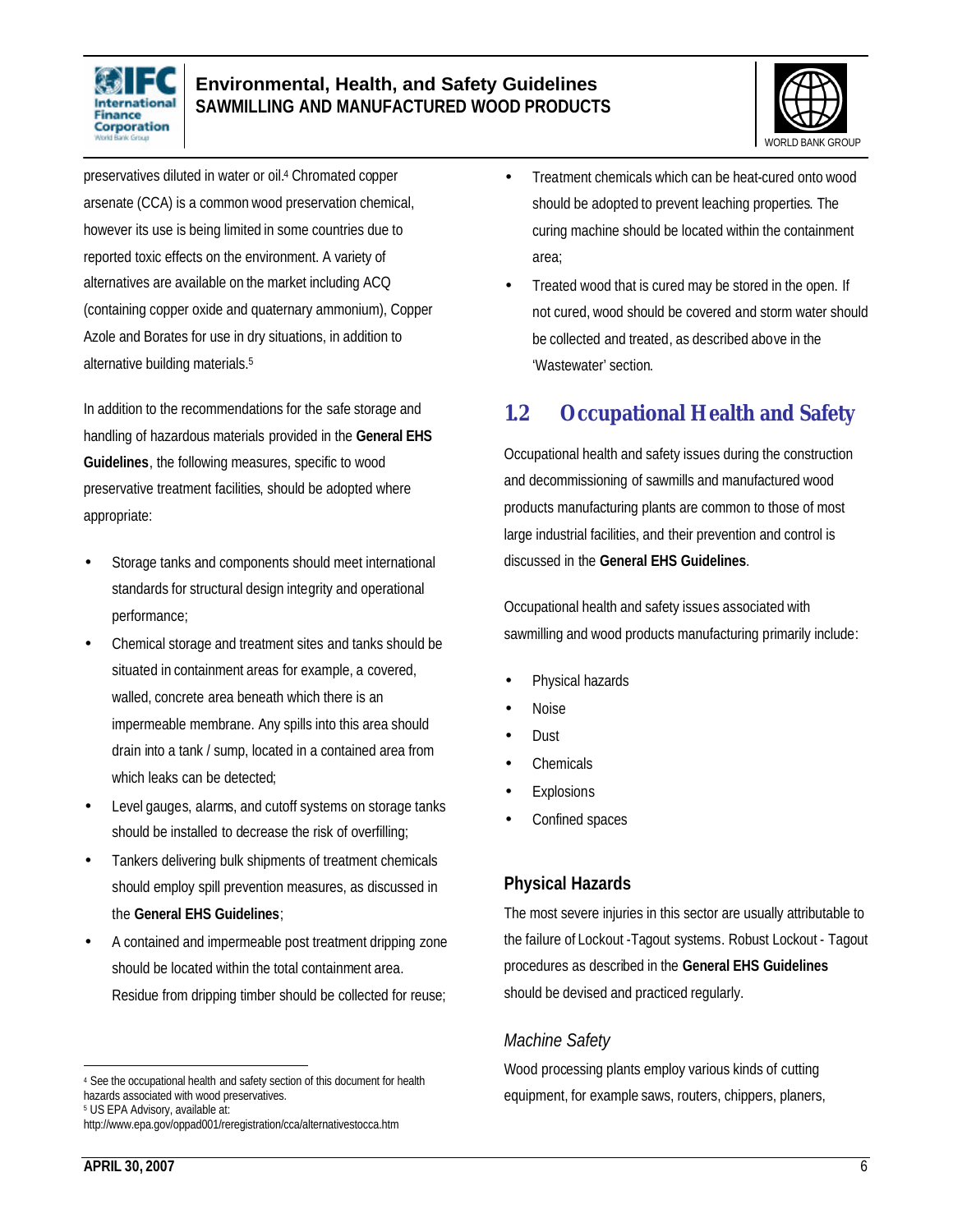preservatives diluted in water or oil.[4] Chromated copper arsenate (CCA) is a common wood preservation chemical, however its use is being limited in some countries due to reported toxic effects on the environment. A variety of alternatives are available on the market including ACQ (containing copper oxide and quaternary ammonium), Copper Azole and Borates for use in dry situations, in addition to alternative building materials.[5]

In addition to the recommendations for the safe storage and handling of hazardous materials provided in the **General EHS Guidelines**, the following measures, specific to wood preservative treatment facilities, should be adopted where appropriate:

- Storage tanks and components should meet international standards for structural design integrity and operational performance;
- Chemical storage and treatment sites and tanks should be situated in containment areas for example, a covered, walled, concrete area beneath which there is an impermeable membrane. Any spills into this area should drain into a tank / sump, located in a contained area from which leaks can be detected;
- Level gauges, alarms, and cutoff systems on storage tanks should be installed to decrease the risk of overfilling;
- Tankers delivering bulk shipments of treatment chemicals should employ spill prevention measures, as discussed in the **General EHS Guidelines**;
- A contained and impermeable post treatment dripping zone should be located within the total containment area. Residue from dripping timber should be collected for reuse;
- Treatment chemicals which can be heat-cured onto wood should be adopted to prevent leaching properties. The curing machine should be located within the containment area;
- Treated wood that is cured may be stored in the open. If not cured, wood should be covered and storm water should be collected and treated, as described above in the 'Wastewater' section.

## 1.2 Occupational Health and Safety

Occupational health and safety issues during the construction and decommissioning of sawmills and manufactured wood products manufacturing plants are common to those of most large industrial facilities, and their prevention and control is discussed in the **General EHS Guidelines**.

Occupational health and safety issues associated with sawmilling and wood products manufacturing primarily include:

- Physical hazards
- Noise
- Dust
- Chemicals
- Explosions
- Confined spaces

### Physical Hazards

The most severe injuries in this sector are usually attributable to the failure of Lockout -Tagout systems. Robust Lockout - Tagout procedures as described in the **General EHS Guidelines** should be devised and practiced regularly.

#### *Machine Safety*

Wood processing plants employ various kinds of cutting equipment, for example saws, routers, chippers, planers,

---

[4] See the occupational health and safety section of this document for health hazards associated with wood preservatives.

[5] US EPA Advisory, available at: http://www.epa.gov/oppad001/reregistration/cca/alternativestocca.htm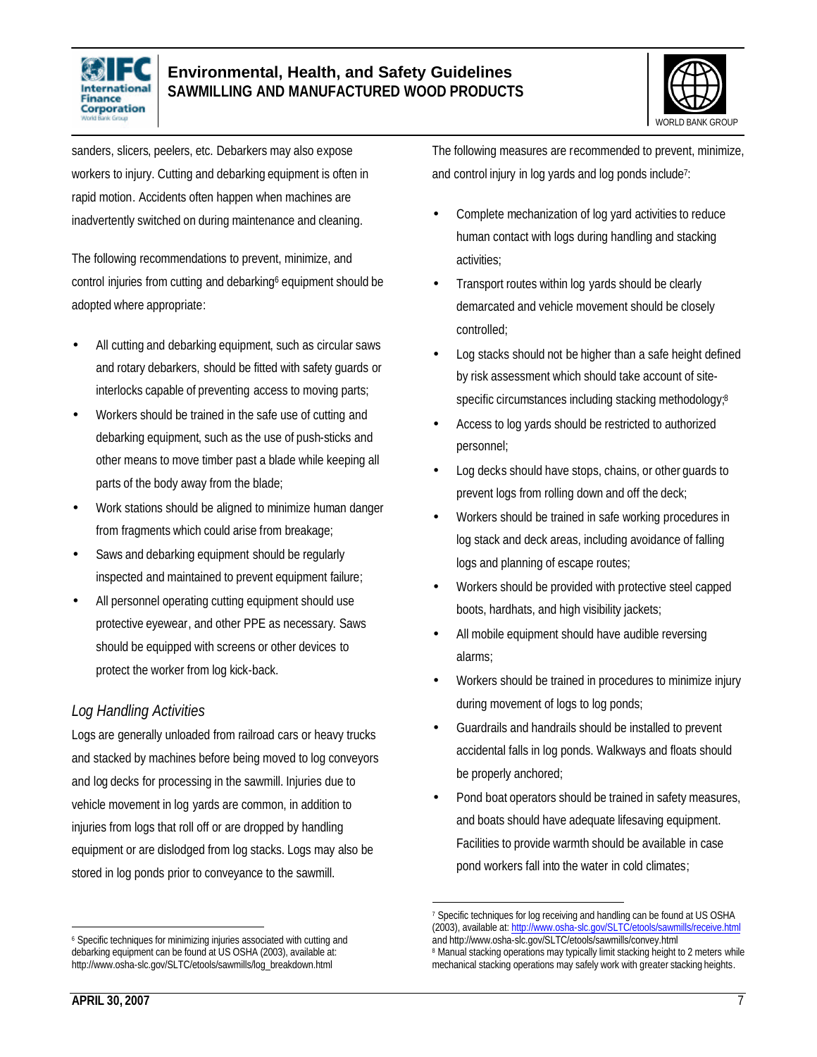sanders, slicers, peelers, etc. Debarkers may also expose workers to injury. Cutting and debarking equipment is often in rapid motion. Accidents often happen when machines are inadvertently switched on during maintenance and cleaning.

The following recommendations to prevent, minimize, and control injuries from cutting and debarking[6] equipment should be adopted where appropriate:

- All cutting and debarking equipment, such as circular saws and rotary debarkers, should be fitted with safety guards or interlocks capable of preventing access to moving parts;
- Workers should be trained in the safe use of cutting and debarking equipment, such as the use of push-sticks and other means to move timber past a blade while keeping all parts of the body away from the blade;
- Work stations should be aligned to minimize human danger from fragments which could arise from breakage;
- Saws and debarking equipment should be regularly inspected and maintained to prevent equipment failure;
- All personnel operating cutting equipment should use protective eyewear, and other PPE as necessary. Saws should be equipped with screens or other devices to protect the worker from log kick-back.

### *Log Handling Activities*

Logs are generally unloaded from railroad cars or heavy trucks and stacked by machines before being moved to log conveyors and log decks for processing in the sawmill. Injuries due to vehicle movement in log yards are common, in addition to injuries from logs that roll off or are dropped by handling equipment or are dislodged from log stacks. Logs may also be stored in log ponds prior to conveyance to the sawmill.

The following measures are recommended to prevent, minimize, and control injury in log yards and log ponds include[7]:

- Complete mechanization of log yard activities to reduce human contact with logs during handling and stacking activities;
- Transport routes within log yards should be clearly demarcated and vehicle movement should be closely controlled;
- Log stacks should not be higher than a safe height defined by risk assessment which should take account of site-specific circumstances including stacking methodology;[8]
- Access to log yards should be restricted to authorized personnel;
- Log decks should have stops, chains, or other guards to prevent logs from rolling down and off the deck;
- Workers should be trained in safe working procedures in log stack and deck areas, including avoidance of falling logs and planning of escape routes;
- Workers should be provided with protective steel capped boots, hardhats, and high visibility jackets;
- All mobile equipment should have audible reversing alarms;
- Workers should be trained in procedures to minimize injury during movement of logs to log ponds;
- Guardrails and handrails should be installed to prevent accidental falls in log ponds. Walkways and floats should be properly anchored;
- Pond boat operators should be trained in safety measures, and boats should have adequate lifesaving equipment. Facilities to provide warmth should be available in case pond workers fall into the water in cold climates;

---

[6] Specific techniques for minimizing injuries associated with cutting and debarking equipment can be found at US OSHA (2003), available at: http://www.osha-slc.gov/SLTC/etools/sawmills/log_breakdown.html

[7] Specific techniques for log receiving and handling can be found at US OSHA (2003), available at: http://www.osha-slc.gov/SLTC/etools/sawmills/receive.html and http://www.osha-slc.gov/SLTC/etools/sawmills/convey.html

[8] Manual stacking operations may typically limit stacking height to 2 meters while mechanical stacking operations may safely work with greater stacking heights.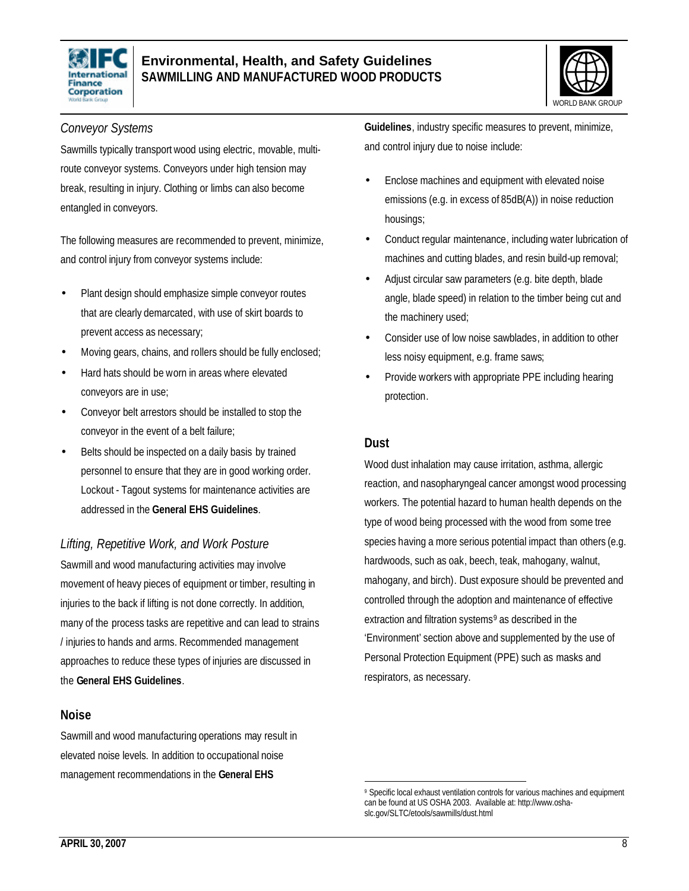*Conveyor Systems*

Sawmills typically transport wood using electric, movable, multi-route conveyor systems. Conveyors under high tension may break, resulting in injury. Clothing or limbs can also become entangled in conveyors.

The following measures are recommended to prevent, minimize, and control injury from conveyor systems include:

- Plant design should emphasize simple conveyor routes that are clearly demarcated, with use of skirt boards to prevent access as necessary;
- Moving gears, chains, and rollers should be fully enclosed;
- Hard hats should be worn in areas where elevated conveyors are in use;
- Conveyor belt arrestors should be installed to stop the conveyor in the event of a belt failure;
- Belts should be inspected on a daily basis by trained personnel to ensure that they are in good working order. Lockout - Tagout systems for maintenance activities are addressed in the **General EHS Guidelines**.

*Lifting, Repetitive Work, and Work Posture*

Sawmill and wood manufacturing activities may involve movement of heavy pieces of equipment or timber, resulting in injuries to the back if lifting is not done correctly. In addition, many of the process tasks are repetitive and can lead to strains / injuries to hands and arms. Recommended management approaches to reduce these types of injuries are discussed in the **General EHS Guidelines**.

## Noise

Sawmill and wood manufacturing operations may result in elevated noise levels. In addition to occupational noise management recommendations in the **General EHS Guidelines**, industry specific measures to prevent, minimize, and control injury due to noise include:

- Enclose machines and equipment with elevated noise emissions (e.g. in excess of 85dB(A)) in noise reduction housings;
- Conduct regular maintenance, including water lubrication of machines and cutting blades, and resin build-up removal;
- Adjust circular saw parameters (e.g. bite depth, blade angle, blade speed) in relation to the timber being cut and the machinery used;
- Consider use of low noise sawblades, in addition to other less noisy equipment, e.g. frame saws;
- Provide workers with appropriate PPE including hearing protection.

## Dust

Wood dust inhalation may cause irritation, asthma, allergic reaction, and nasopharyngeal cancer amongst wood processing workers. The potential hazard to human health depends on the type of wood being processed with the wood from some tree species having a more serious potential impact than others (e.g. hardwoods, such as oak, beech, teak, mahogany, walnut, mahogany, and birch). Dust exposure should be prevented and controlled through the adoption and maintenance of effective extraction and filtration systems[9] as described in the 'Environment' section above and supplemented by the use of Personal Protection Equipment (PPE) such as masks and respirators, as necessary.

[9] Specific local exhaust ventilation controls for various machines and equipment can be found at US OSHA 2003. Available at: http://www.osha-slc.gov/SLTC/etools/sawmills/dust.html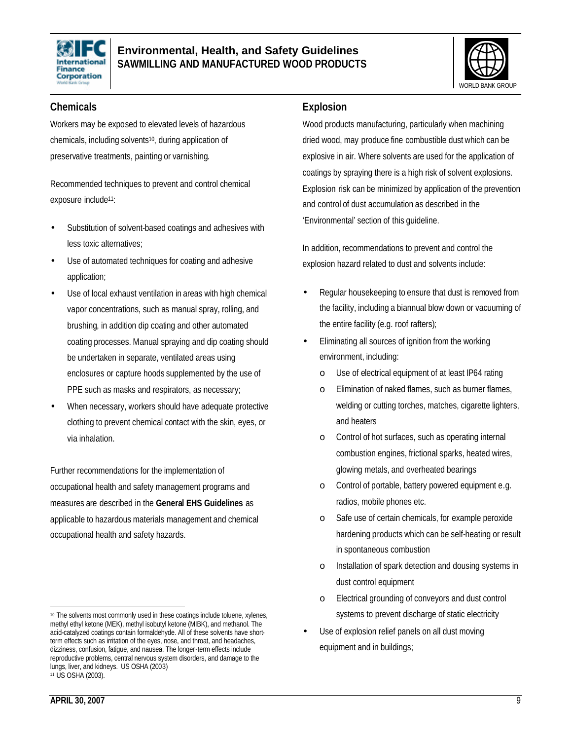## Chemicals

Workers may be exposed to elevated levels of hazardous chemicals, including solvents[10], during application of preservative treatments, painting or varnishing.

Recommended techniques to prevent and control chemical exposure include[11]:

- Substitution of solvent-based coatings and adhesives with less toxic alternatives;
- Use of automated techniques for coating and adhesive application;
- Use of local exhaust ventilation in areas with high chemical vapor concentrations, such as manual spray, rolling, and brushing, in addition dip coating and other automated coating processes. Manual spraying and dip coating should be undertaken in separate, ventilated areas using enclosures or capture hoods supplemented by the use of PPE such as masks and respirators, as necessary;
- When necessary, workers should have adequate protective clothing to prevent chemical contact with the skin, eyes, or via inhalation.

Further recommendations for the implementation of occupational health and safety management programs and measures are described in the **General EHS Guidelines** as applicable to hazardous materials management and chemical occupational health and safety hazards.

## Explosion

Wood products manufacturing, particularly when machining dried wood, may produce fine combustible dust which can be explosive in air. Where solvents are used for the application of coatings by spraying there is a high risk of solvent explosions. Explosion risk can be minimized by application of the prevention and control of dust accumulation as described in the 'Environmental' section of this guideline.

In addition, recommendations to prevent and control the explosion hazard related to dust and solvents include:

- Regular housekeeping to ensure that dust is removed from the facility, including a biannual blow down or vacuuming of the entire facility (e.g. roof rafters);
- Eliminating all sources of ignition from the working environment, including:
  - Use of electrical equipment of at least IP64 rating
  - Elimination of naked flames, such as burner flames, welding or cutting torches, matches, cigarette lighters, and heaters
  - Control of hot surfaces, such as operating internal combustion engines, frictional sparks, heated wires, glowing metals, and overheated bearings
  - Control of portable, battery powered equipment e.g. radios, mobile phones etc.
  - Safe use of certain chemicals, for example peroxide hardening products which can be self-heating or result in spontaneous combustion
  - Installation of spark detection and dousing systems in dust control equipment
  - Electrical grounding of conveyors and dust control systems to prevent discharge of static electricity
- Use of explosion relief panels on all dust moving equipment and in buildings;

---

[10] The solvents most commonly used in these coatings include toluene, xylenes, methyl ethyl ketone (MEK), methyl isobutyl ketone (MIBK), and methanol. The acid-catalyzed coatings contain formaldehyde. All of these solvents have short-term effects such as irritation of the eyes, nose, and throat, and headaches, dizziness, confusion, fatigue, and nausea. The longer-term effects include reproductive problems, central nervous system disorders, and damage to the lungs, liver, and kidneys. US OSHA (2003)

[11] US OSHA (2003).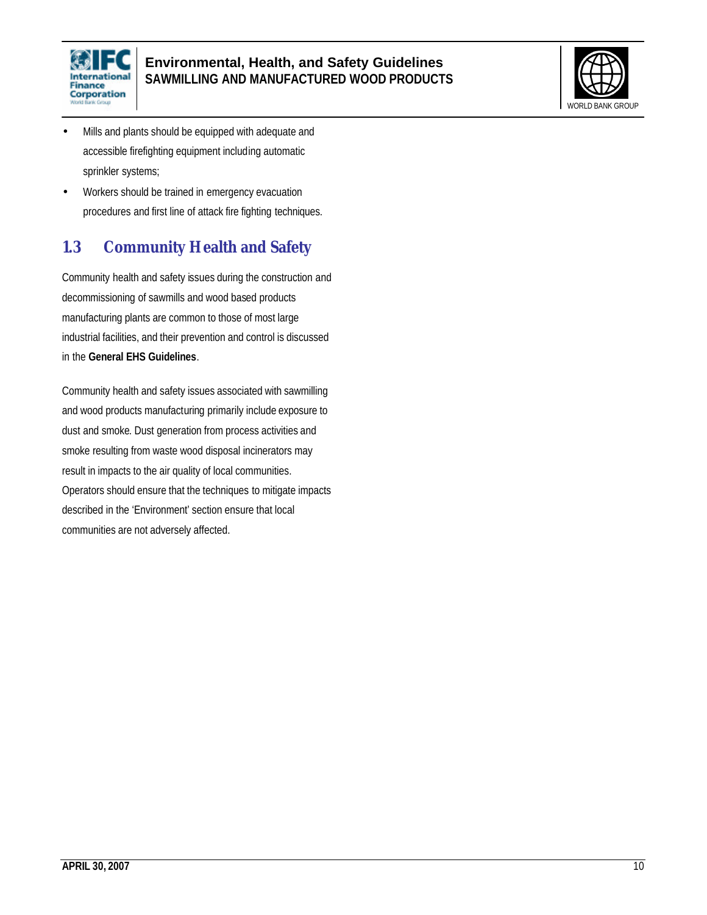- Mills and plants should be equipped with adequate and accessible firefighting equipment including automatic sprinkler systems;
- Workers should be trained in emergency evacuation procedures and first line of attack fire fighting techniques.

## 1.3 Community Health and Safety

Community health and safety issues during the construction and decommissioning of sawmills and wood based products manufacturing plants are common to those of most large industrial facilities, and their prevention and control is discussed in the **General EHS Guidelines**.

Community health and safety issues associated with sawmilling and wood products manufacturing primarily include exposure to dust and smoke. Dust generation from process activities and smoke resulting from waste wood disposal incinerators may result in impacts to the air quality of local communities. Operators should ensure that the techniques to mitigate impacts described in the 'Environment' section ensure that local communities are not adversely affected.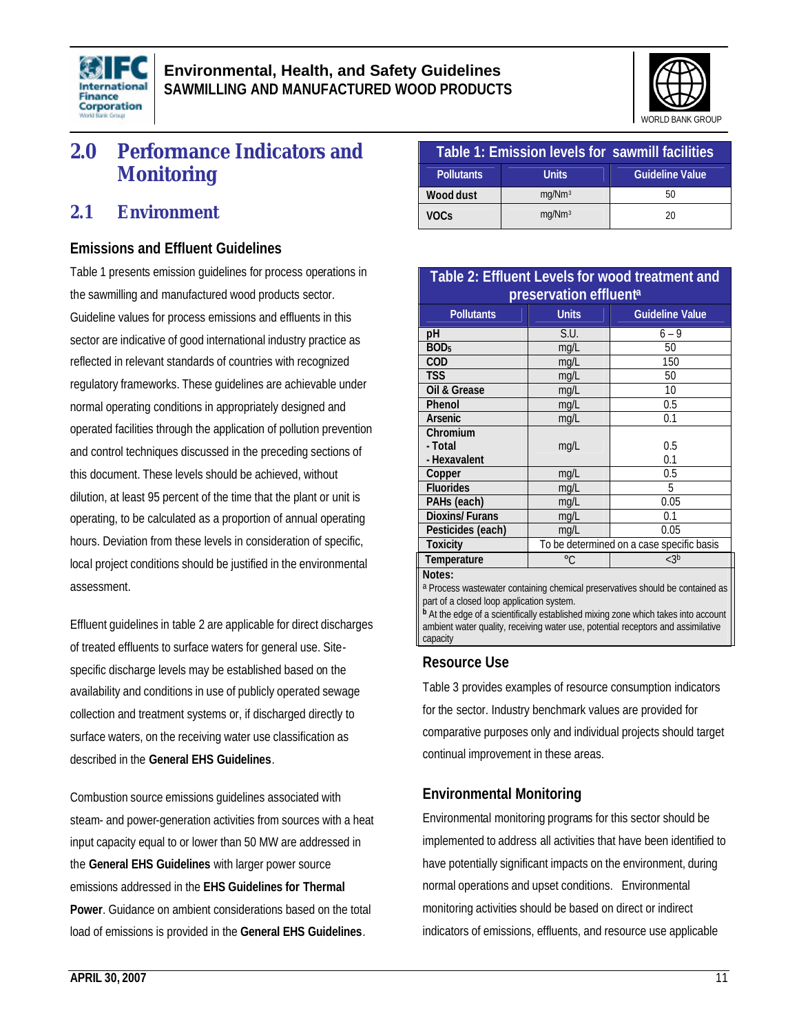# 2.0 Performance Indicators and Monitoring

## 2.1 Environment

### Emissions and Effluent Guidelines

Table 1 presents emission guidelines for process operations in the sawmilling and manufactured wood products sector. Guideline values for process emissions and effluents in this sector are indicative of good international industry practice as reflected in relevant standards of countries with recognized regulatory frameworks. These guidelines are achievable under normal operating conditions in appropriately designed and operated facilities through the application of pollution prevention and control techniques discussed in the preceding sections of this document. These levels should be achieved, without dilution, at least 95 percent of the time that the plant or unit is operating, to be calculated as a proportion of annual operating hours. Deviation from these levels in consideration of specific, local project conditions should be justified in the environmental assessment.

Effluent guidelines in table 2 are applicable for direct discharges of treated effluents to surface waters for general use. Site-specific discharge levels may be established based on the availability and conditions in use of publicly operated sewage collection and treatment systems or, if discharged directly to surface waters, on the receiving water use classification as described in the **General EHS Guidelines**.

Combustion source emissions guidelines associated with steam- and power-generation activities from sources with a heat input capacity equal to or lower than 50 MW are addressed in the **General EHS Guidelines** with larger power source emissions addressed in the **EHS Guidelines for Thermal Power**. Guidance on ambient considerations based on the total load of emissions is provided in the **General EHS Guidelines**.

**Table 1: Emission levels for sawmill facilities**

| Pollutants | Units | Guideline Value |
|---|---|---|
| Wood dust | $mg/Nm^3$ | 50 |
| VOCs | $mg/Nm^3$ | 20 |

**Table 2: Effluent Levels for wood treatment and preservation effluent[a]**

| Pollutants | Units | Guideline Value |
|---|---|---|
| pH | S.U. | 6 – 9 |
| $BOD_5$ | mg/L | 50 |
| COD | mg/L | 150 |
| TSS | mg/L | 50 |
| Oil & Grease | mg/L | 10 |
| Phenol | mg/L | 0.5 |
| Arsenic | mg/L | 0.1 |
| Chromium - Total | mg/L | 0.5 |
| Chromium - Hexavalent | mg/L | 0.1 |
| Copper | mg/L | 0.5 |
| Fluorides | mg/L | 5 |
| PAHs (each) | mg/L | 0.05 |
| Dioxins/ Furans | mg/L | 0.1 |
| Pesticides (each) | mg/L | 0.05 |
| Toxicity | To be determined on a case specific basis | |
| Temperature | °C | <3[b] |

Notes:
[a] Process wastewater containing chemical preservatives should be contained as part of a closed loop application system.
[b] At the edge of a scientifically established mixing zone which takes into account ambient water quality, receiving water use, potential receptors and assimilative capacity

### Resource Use

Table 3 provides examples of resource consumption indicators for the sector. Industry benchmark values are provided for comparative purposes only and individual projects should target continual improvement in these areas.

### Environmental Monitoring

Environmental monitoring programs for this sector should be implemented to address all activities that have been identified to have potentially significant impacts on the environment, during normal operations and upset conditions. Environmental monitoring activities should be based on direct or indirect indicators of emissions, effluents, and resource use applicable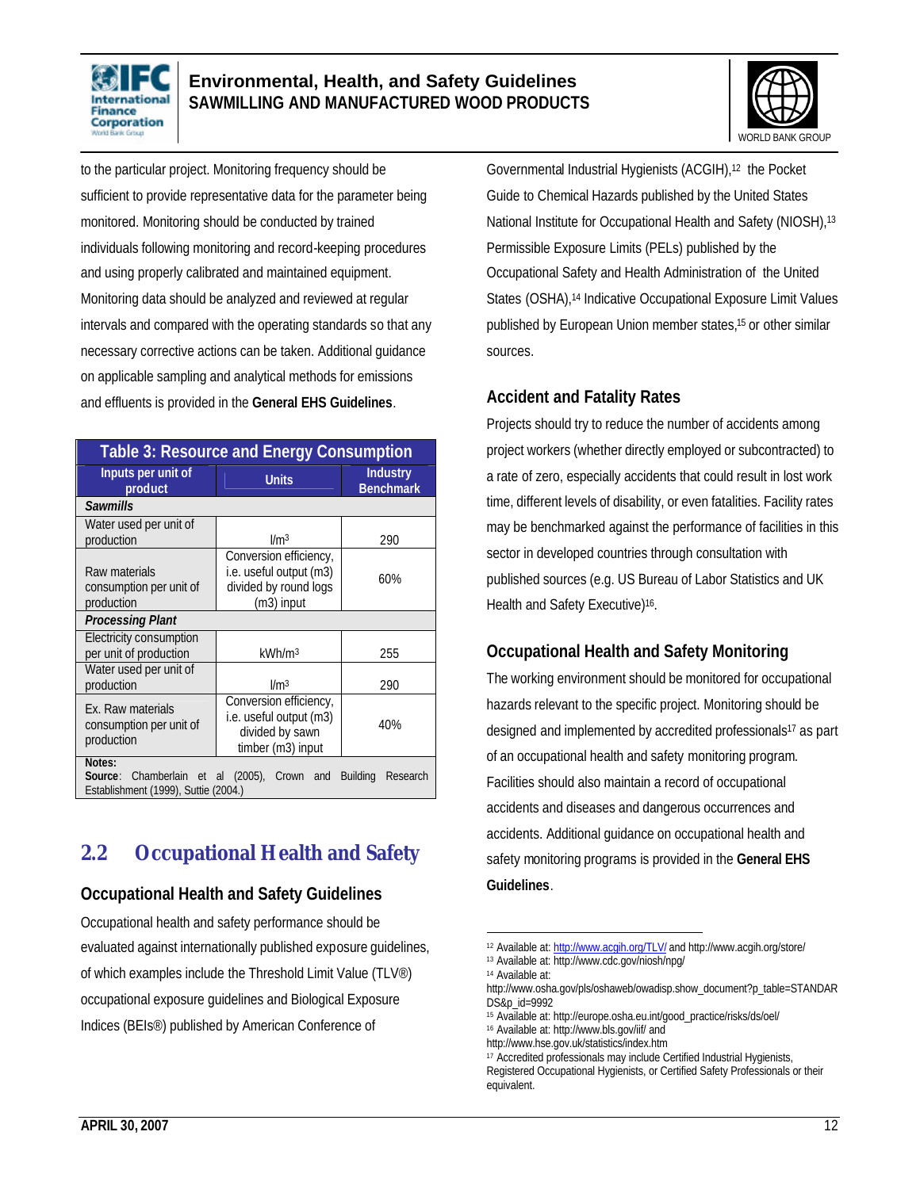to the particular project. Monitoring frequency should be sufficient to provide representative data for the parameter being monitored. Monitoring should be conducted by trained individuals following monitoring and record-keeping procedures and using properly calibrated and maintained equipment. Monitoring data should be analyzed and reviewed at regular intervals and compared with the operating standards so that any necessary corrective actions can be taken. Additional guidance on applicable sampling and analytical methods for emissions and effluents is provided in the **General EHS Guidelines**.

| Table 3: Resource and Energy Consumption | | |
|---|---|---|
| **Inputs per unit of product** | **Units** | **Industry Benchmark** |
| ***Sawmills*** | | |
| Water used per unit of production | $l/m^3$ | 290 |
| Raw materials consumption per unit of production | Conversion efficiency, i.e. useful output (m3) divided by round logs (m3) input | 60% |
| ***Processing Plant*** | | |
| Electricity consumption per unit of production | $kWh/m^3$ | 255 |
| Water used per unit of production | $l/m^3$ | 290 |
| Ex. Raw materials consumption per unit of production | Conversion efficiency, i.e. useful output (m3) divided by sawn timber (m3) input | 40% |

**Notes:**
**Source**: Chamberlain et al (2005), Crown and Building Research Establishment (1999), Suttie (2004.)

## 2.2 Occupational Health and Safety

### Occupational Health and Safety Guidelines

Occupational health and safety performance should be evaluated against internationally published exposure guidelines, of which examples include the Threshold Limit Value (TLV®) occupational exposure guidelines and Biological Exposure Indices (BEIs®) published by American Conference of Governmental Industrial Hygienists (ACGIH),[12] the Pocket Guide to Chemical Hazards published by the United States National Institute for Occupational Health and Safety (NIOSH),[13] Permissible Exposure Limits (PELs) published by the Occupational Safety and Health Administration of the United States (OSHA),[14] Indicative Occupational Exposure Limit Values published by European Union member states,[15] or other similar sources.

### Accident and Fatality Rates

Projects should try to reduce the number of accidents among project workers (whether directly employed or subcontracted) to a rate of zero, especially accidents that could result in lost work time, different levels of disability, or even fatalities. Facility rates may be benchmarked against the performance of facilities in this sector in developed countries through consultation with published sources (e.g. US Bureau of Labor Statistics and UK Health and Safety Executive)[16].

### Occupational Health and Safety Monitoring

The working environment should be monitored for occupational hazards relevant to the specific project. Monitoring should be designed and implemented by accredited professionals[17] as part of an occupational health and safety monitoring program. Facilities should also maintain a record of occupational accidents and diseases and dangerous occurrences and accidents. Additional guidance on occupational health and safety monitoring programs is provided in the **General EHS Guidelines**.

---

[12] Available at: http://www.acgih.org/TLV/ and http://www.acgih.org/store/
[13] Available at: http://www.cdc.gov/niosh/npg/
[14] Available at: http://www.osha.gov/pls/oshaweb/owadisp.show_document?p_table=STANDARDS&p_id=9992
[15] Available at: http://europe.osha.eu.int/good_practice/risks/ds/oel/
[16] Available at: http://www.bls.gov/iif/ and http://www.hse.gov.uk/statistics/index.htm
[17] Accredited professionals may include Certified Industrial Hygienists, Registered Occupational Hygienists, or Certified Safety Professionals or their equivalent.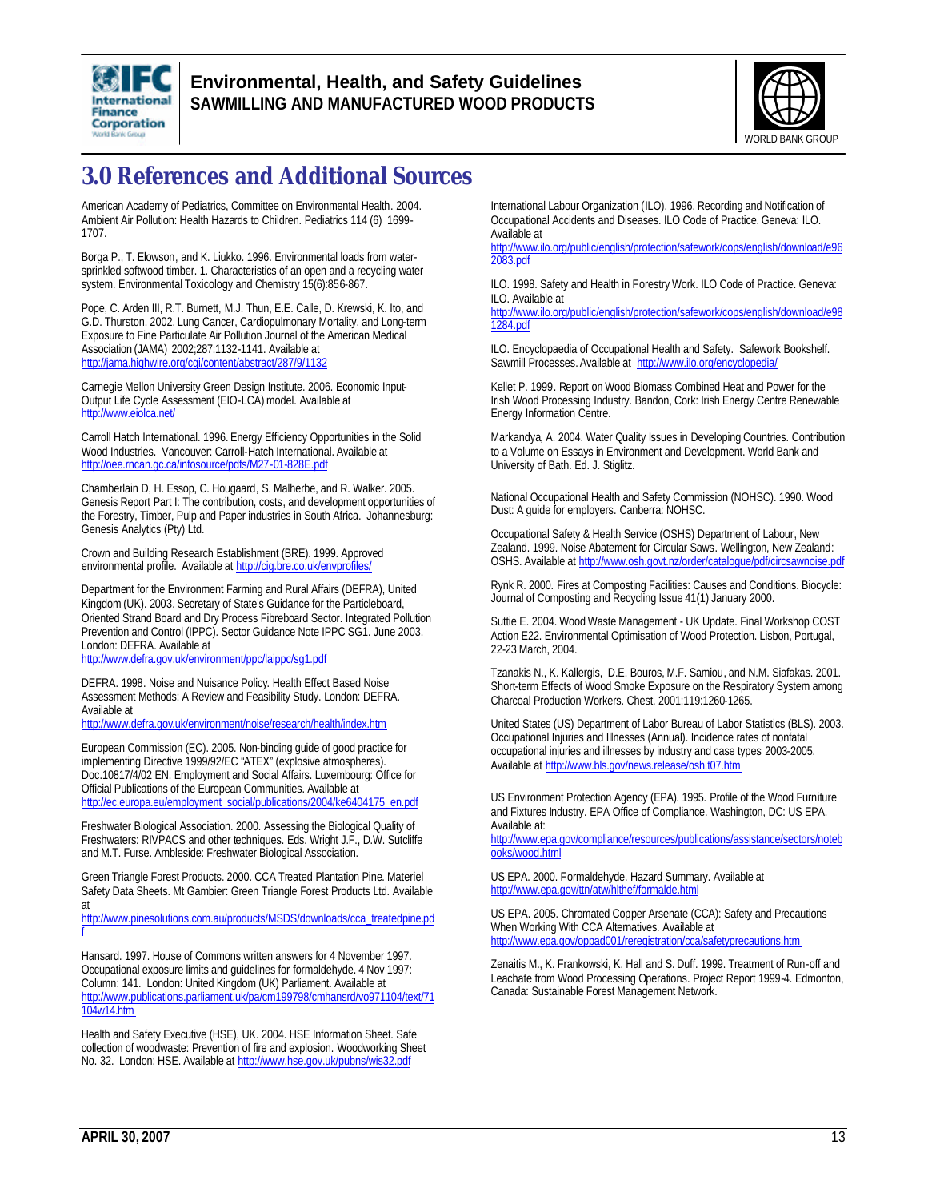# 3.0 References and Additional Sources

American Academy of Pediatrics, Committee on Environmental Health. 2004. Ambient Air Pollution: Health Hazards to Children. Pediatrics 114 (6) 1699-1707.

Borga P., T. Elowson, and K. Liukko. 1996. Environmental loads from water-sprinkled softwood timber. 1. Characteristics of an open and a recycling water system. Environmental Toxicology and Chemistry 15(6):856-867.

Pope, C. Arden III, R.T. Burnett, M.J. Thun, E.E. Calle, D. Krewski, K. Ito, and G.D. Thurston. 2002. Lung Cancer, Cardiopulmonary Mortality, and Long-term Exposure to Fine Particulate Air Pollution Journal of the American Medical Association (JAMA) 2002;287:1132-1141. Available at http://jama.highwire.org/cgi/content/abstract/287/9/1132

Carnegie Mellon University Green Design Institute. 2006. Economic Input-Output Life Cycle Assessment (EIO-LCA) model. Available at http://www.eiolca.net/

Carroll Hatch International. 1996. Energy Efficiency Opportunities in the Solid Wood Industries. Vancouver: Carroll-Hatch International. Available at http://oee.nrcan.gc.ca/infosource/pdfs/M27-01-828E.pdf

Chamberlain D, H. Essop, C. Hougaard, S. Malherbe, and R. Walker. 2005. Genesis Report Part I: The contribution, costs, and development opportunities of the Forestry, Timber, Pulp and Paper industries in South Africa. Johannesburg: Genesis Analytics (Pty) Ltd.

Crown and Building Research Establishment (BRE). 1999. Approved environmental profile. Available at http://cig.bre.co.uk/envprofiles/

Department for the Environment Farming and Rural Affairs (DEFRA), United Kingdom (UK). 2003. Secretary of State's Guidance for the Particleboard, Oriented Strand Board and Dry Process Fibreboard Sector. Integrated Pollution Prevention and Control (IPPC). Sector Guidance Note IPPC SG1. June 2003. London: DEFRA. Available at http://www.defra.gov.uk/environment/ppc/laippc/sg1.pdf

DEFRA. 1998. Noise and Nuisance Policy. Health Effect Based Noise Assessment Methods: A Review and Feasibility Study. London: DEFRA. Available at http://www.defra.gov.uk/environment/noise/research/health/index.htm

European Commission (EC). 2005. Non-binding guide of good practice for implementing Directive 1999/92/EC "ATEX" (explosive atmospheres). Doc.10817/4/02 EN. Employment and Social Affairs. Luxembourg: Office for Official Publications of the European Communities. Available at http://ec.europa.eu/employment_social/publications/2004/ke6404175_en.pdf

Freshwater Biological Association. 2000. Assessing the Biological Quality of Freshwaters: RIVPACS and other techniques. Eds. Wright J.F., D.W. Sutcliffe and M.T. Furse. Ambleside: Freshwater Biological Association.

Green Triangle Forest Products. 2000. CCA Treated Plantation Pine. Materiel Safety Data Sheets. Mt Gambier: Green Triangle Forest Products Ltd. Available at http://www.pinesolutions.com.au/products/MSDS/downloads/cca_treatedpine.pdf

Hansard. 1997. House of Commons written answers for 4 November 1997. Occupational exposure limits and guidelines for formaldehyde. 4 Nov 1997: Column: 141. London: United Kingdom (UK) Parliament. Available at http://www.publications.parliament.uk/pa/cm199798/cmhansrd/vo971104/text/71104w14.htm

Health and Safety Executive (HSE), UK. 2004. HSE Information Sheet. Safe collection of woodwaste: Prevention of fire and explosion. Woodworking Sheet No. 32. London: HSE. Available at http://www.hse.gov.uk/pubns/wis32.pdf

International Labour Organization (ILO). 1996. Recording and Notification of Occupational Accidents and Diseases. ILO Code of Practice. Geneva: ILO. Available at http://www.ilo.org/public/english/protection/safework/cops/english/download/e962083.pdf

ILO. 1998. Safety and Health in Forestry Work. ILO Code of Practice. Geneva: ILO. Available at http://www.ilo.org/public/english/protection/safework/cops/english/download/e981284.pdf

ILO. Encyclopaedia of Occupational Health and Safety. Safework Bookshelf. Sawmill Processes. Available at http://www.ilo.org/encyclopedia/

Kellet P. 1999. Report on Wood Biomass Combined Heat and Power for the Irish Wood Processing Industry. Bandon, Cork: Irish Energy Centre Renewable Energy Information Centre.

Markandya, A. 2004. Water Quality Issues in Developing Countries. Contribution to a Volume on Essays in Environment and Development. World Bank and University of Bath. Ed. J. Stiglitz.

National Occupational Health and Safety Commission (NOHSC). 1990. Wood Dust: A guide for employers. Canberra: NOHSC.

Occupational Safety & Health Service (OSHS) Department of Labour, New Zealand. 1999. Noise Abatement for Circular Saws. Wellington, New Zealand: OSHS. Available at http://www.osh.govt.nz/order/catalogue/pdf/circsawnoise.pdf

Rynk R. 2000. Fires at Composting Facilities: Causes and Conditions. Biocycle: Journal of Composting and Recycling Issue 41(1) January 2000.

Suttie E. 2004. Wood Waste Management - UK Update. Final Workshop COST Action E22. Environmental Optimisation of Wood Protection. Lisbon, Portugal, 22-23 March, 2004.

Tzanakis N., K. Kallergis, D.E. Bouros, M.F. Samiou, and N.M. Siafakas. 2001. Short-term Effects of Wood Smoke Exposure on the Respiratory System among Charcoal Production Workers. Chest. 2001;119:1260-1265.

United States (US) Department of Labor Bureau of Labor Statistics (BLS). 2003. Occupational Injuries and Illnesses (Annual). Incidence rates of nonfatal occupational injuries and illnesses by industry and case types 2003-2005. Available at http://www.bls.gov/news.release/osh.t07.htm

US Environment Protection Agency (EPA). 1995. Profile of the Wood Furniture and Fixtures Industry. EPA Office of Compliance. Washington, DC: US EPA. Available at: http://www.epa.gov/compliance/resources/publications/assistance/sectors/notebooks/wood.html

US EPA. 2000. Formaldehyde. Hazard Summary. Available at http://www.epa.gov/ttn/atw/hlthef/formalde.html

US EPA. 2005. Chromated Copper Arsenate (CCA): Safety and Precautions When Working With CCA Alternatives. Available at http://www.epa.gov/oppad001/reregistration/cca/safetyprecautions.htm

Zenaitis M., K. Frankowski, K. Hall and S. Duff. 1999. Treatment of Run-off and Leachate from Wood Processing Operations. Project Report 1999-4. Edmonton, Canada: Sustainable Forest Management Network.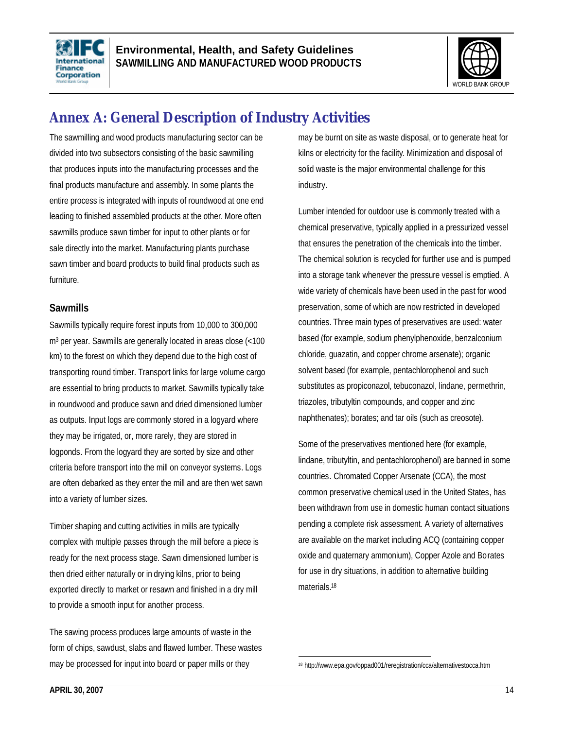# Annex A: General Description of Industry Activities

The sawmilling and wood products manufacturing sector can be divided into two subsectors consisting of the basic sawmilling that produces inputs into the manufacturing processes and the final products manufacture and assembly. In some plants the entire process is integrated with inputs of roundwood at one end leading to finished assembled products at the other. More often sawmills produce sawn timber for input to other plants or for sale directly into the market. Manufacturing plants purchase sawn timber and board products to build final products such as furniture.

## Sawmills

Sawmills typically require forest inputs from 10,000 to 300,000 $m^3$ per year. Sawmills are generally located in areas close (<100 km) to the forest on which they depend due to the high cost of transporting round timber. Transport links for large volume cargo are essential to bring products to market. Sawmills typically take in roundwood and produce sawn and dried dimensioned lumber as outputs. Input logs are commonly stored in a logyard where they may be irrigated, or, more rarely, they are stored in logponds. From the logyard they are sorted by size and other criteria before transport into the mill on conveyor systems. Logs are often debarked as they enter the mill and are then wet sawn into a variety of lumber sizes.

Timber shaping and cutting activities in mills are typically complex with multiple passes through the mill before a piece is ready for the next process stage. Sawn dimensioned lumber is then dried either naturally or in drying kilns, prior to being exported directly to market or resawn and finished in a dry mill to provide a smooth input for another process.

The sawing process produces large amounts of waste in the form of chips, sawdust, slabs and flawed lumber. These wastes may be processed for input into board or paper mills or they may be burnt on site as waste disposal, or to generate heat for kilns or electricity for the facility. Minimization and disposal of solid waste is the major environmental challenge for this industry.

Lumber intended for outdoor use is commonly treated with a chemical preservative, typically applied in a pressurized vessel that ensures the penetration of the chemicals into the timber. The chemical solution is recycled for further use and is pumped into a storage tank whenever the pressure vessel is emptied. A wide variety of chemicals have been used in the past for wood preservation, some of which are now restricted in developed countries. Three main types of preservatives are used: water based (for example, sodium phenylphenoxide, benzalconium chloride, guazatin, and copper chrome arsenate); organic solvent based (for example, pentachlorophenol and such substitutes as propiconazol, tebuconazol, lindane, permethrin, triazoles, tributyltin compounds, and copper and zinc naphthenates); borates; and tar oils (such as creosote).

Some of the preservatives mentioned here (for example, lindane, tributyltin, and pentachlorophenol) are banned in some countries. Chromated Copper Arsenate (CCA), the most common preservative chemical used in the United States, has been withdrawn from use in domestic human contact situations pending a complete risk assessment. A variety of alternatives are available on the market including ACQ (containing copper oxide and quaternary ammonium), Copper Azole and Borates for use in dry situations, in addition to alternative building materials.[18]

[18] http://www.epa.gov/oppad001/reregistration/cca/alternativestocca.htm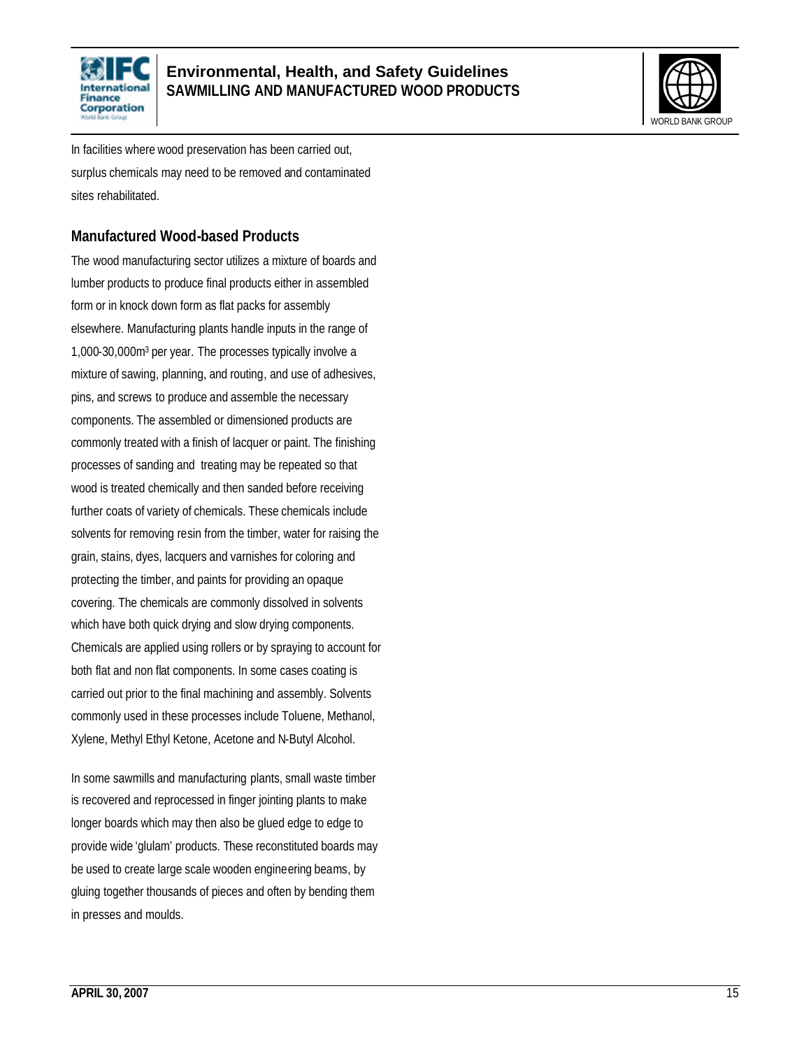In facilities where wood preservation has been carried out, surplus chemicals may need to be removed and contaminated sites rehabilitated.

### Manufactured Wood-based Products

The wood manufacturing sector utilizes a mixture of boards and lumber products to produce final products either in assembled form or in knock down form as flat packs for assembly elsewhere. Manufacturing plants handle inputs in the range of 1,000-30,000m$^3$ per year. The processes typically involve a mixture of sawing, planning, and routing, and use of adhesives, pins, and screws to produce and assemble the necessary components. The assembled or dimensioned products are commonly treated with a finish of lacquer or paint. The finishing processes of sanding and treating may be repeated so that wood is treated chemically and then sanded before receiving further coats of variety of chemicals. These chemicals include solvents for removing resin from the timber, water for raising the grain, stains, dyes, lacquers and varnishes for coloring and protecting the timber, and paints for providing an opaque covering. The chemicals are commonly dissolved in solvents which have both quick drying and slow drying components. Chemicals are applied using rollers or by spraying to account for both flat and non flat components. In some cases coating is carried out prior to the final machining and assembly. Solvents commonly used in these processes include Toluene, Methanol, Xylene, Methyl Ethyl Ketone, Acetone and N-Butyl Alcohol.

In some sawmills and manufacturing plants, small waste timber is recovered and reprocessed in finger jointing plants to make longer boards which may then also be glued edge to edge to provide wide 'glulam' products. These reconstituted boards may be used to create large scale wooden engineering beams, by gluing together thousands of pieces and often by bending them in presses and moulds.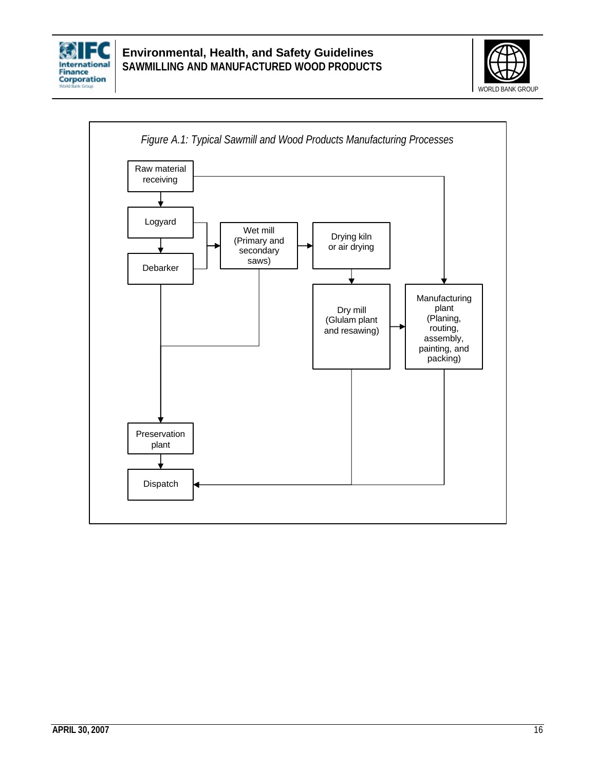*Figure A.1: Typical Sawmill and Wood Products Manufacturing Processes*

Raw material receiving

Logyard

Debarker

Wet mill (Primary and secondary saws)

Drying kiln or air drying

Dry mill (Glulam plant and resawing)

Manufacturing plant (Planing, routing, assembly, painting, and packing)

Preservation plant

Dispatch